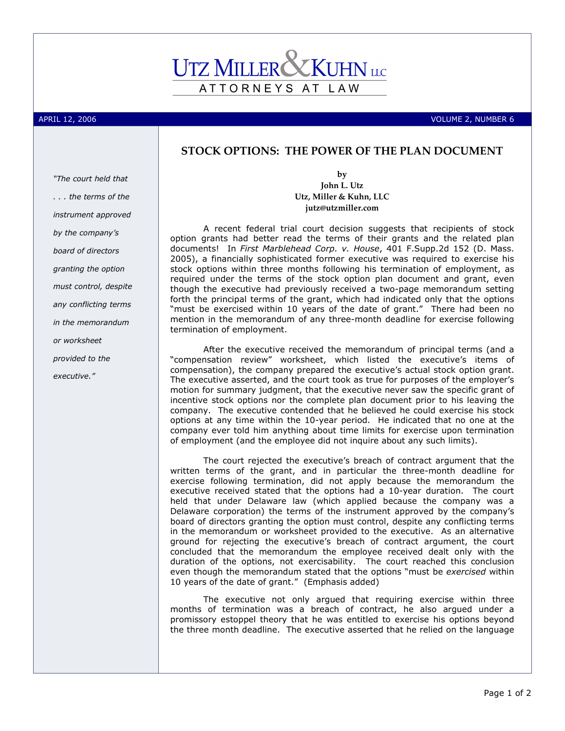UTZ MILLER & KUHN LLC

ATTORNEYS AT LAW

APRIL 12, 2006 VOLUME 2, NUMBER 6

# STOCK OPTIONS: THE POWER OF THE PLAN DOCUMENT

*"The court held that . . . the terms of the instrument approved by the company's board of directors granting the option must control, despite any conflicting terms in the memorandum or worksheet provided to the executive."*

**by**
**John L. Utz**
**Utz, Miller & Kuhn, LLC**
**jutz@utzmiller.com**

A recent federal trial court decision suggests that recipients of stock option grants had better read the terms of their grants and the related plan documents! In *First Marblehead Corp. v. House*, 401 F.Supp.2d 152 (D. Mass. 2005), a financially sophisticated former executive was required to exercise his stock options within three months following his termination of employment, as required under the terms of the stock option plan document and grant, even though the executive had previously received a two-page memorandum setting forth the principal terms of the grant, which had indicated only that the options "must be exercised within 10 years of the date of grant." There had been no mention in the memorandum of any three-month deadline for exercise following termination of employment.

After the executive received the memorandum of principal terms (and a "compensation review" worksheet, which listed the executive's items of compensation), the company prepared the executive's actual stock option grant. The executive asserted, and the court took as true for purposes of the employer's motion for summary judgment, that the executive never saw the specific grant of incentive stock options nor the complete plan document prior to his leaving the company. The executive contended that he believed he could exercise his stock options at any time within the 10-year period. He indicated that no one at the company ever told him anything about time limits for exercise upon termination of employment (and the employee did not inquire about any such limits).

The court rejected the executive's breach of contract argument that the written terms of the grant, and in particular the three-month deadline for exercise following termination, did not apply because the memorandum the executive received stated that the options had a 10-year duration. The court held that under Delaware law (which applied because the company was a Delaware corporation) the terms of the instrument approved by the company's board of directors granting the option must control, despite any conflicting terms in the memorandum or worksheet provided to the executive. As an alternative ground for rejecting the executive's breach of contract argument, the court concluded that the memorandum the employee received dealt only with the duration of the options, not exercisability. The court reached this conclusion even though the memorandum stated that the options "must be *exercised* within 10 years of the date of grant." (Emphasis added)

The executive not only argued that requiring exercise within three months of termination was a breach of contract, he also argued under a promissory estoppel theory that he was entitled to exercise his options beyond the three month deadline. The executive asserted that he relied on the language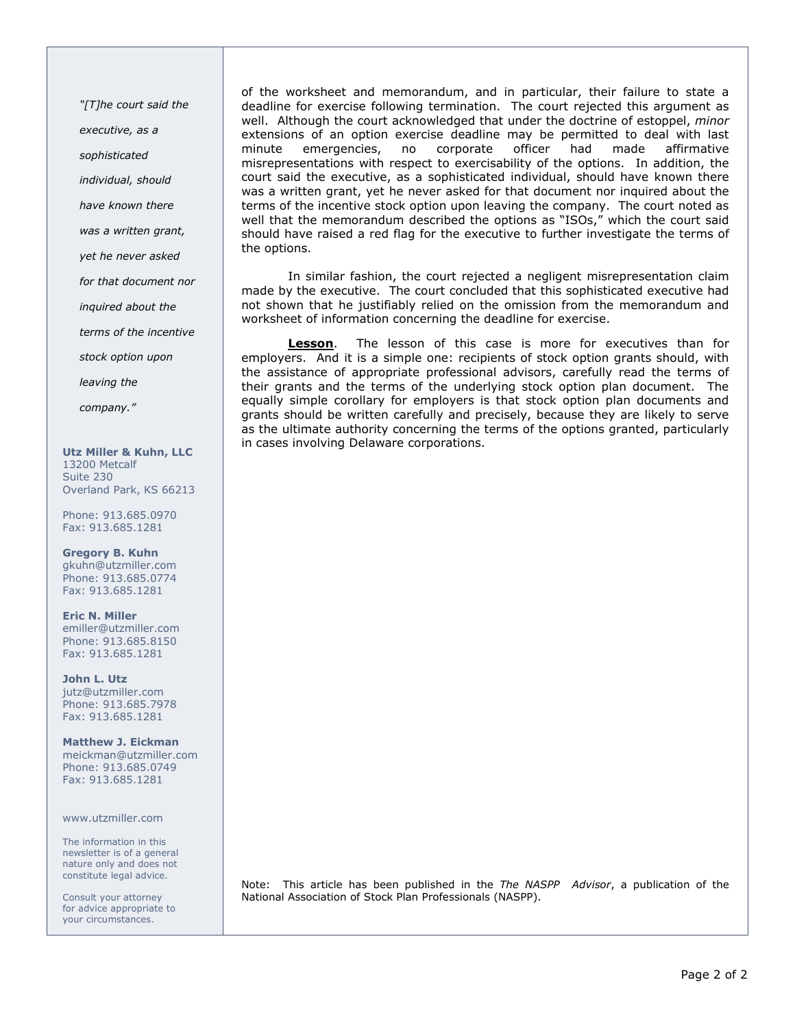of the worksheet and memorandum, and in particular, their failure to state a deadline for exercise following termination. The court rejected this argument as well. Although the court acknowledged that under the doctrine of estoppel, *minor* extensions of an option exercise deadline may be permitted to deal with last minute emergencies, no corporate officer had made affirmative misrepresentations with respect to exercisability of the options. In addition, the court said the executive, as a sophisticated individual, should have known there was a written grant, yet he never asked for that document nor inquired about the terms of the incentive stock option upon leaving the company. The court noted as well that the memorandum described the options as "ISOs," which the court said should have raised a red flag for the executive to further investigate the terms of the options.

In similar fashion, the court rejected a negligent misrepresentation claim made by the executive. The court concluded that this sophisticated executive had not shown that he justifiably relied on the omission from the memorandum and worksheet of information concerning the deadline for exercise.

**Lesson**. The lesson of this case is more for executives than for employers. And it is a simple one: recipients of stock option grants should, with the assistance of appropriate professional advisors, carefully read the terms of their grants and the terms of the underlying stock option plan document. The equally simple corollary for employers is that stock option plan documents and grants should be written carefully and precisely, because they are likely to serve as the ultimate authority concerning the terms of the options granted, particularly in cases involving Delaware corporations.

*"[T]he court said the executive, as a sophisticated individual, should have known there was a written grant, yet he never asked for that document nor inquired about the terms of the incentive stock option upon leaving the company."*

**Utz Miller & Kuhn, LLC**
13200 Metcalf
Suite 230
Overland Park, KS 66213

Phone: 913.685.0970
Fax: 913.685.1281

**Gregory B. Kuhn**
gkuhn@utzmiller.com
Phone: 913.685.0774
Fax: 913.685.1281

**Eric N. Miller**
emiller@utzmiller.com
Phone: 913.685.8150
Fax: 913.685.1281

**John L. Utz**
jutz@utzmiller.com
Phone: 913.685.7978
Fax: 913.685.1281

**Matthew J. Eickman**
meickman@utzmiller.com
Phone: 913.685.0749
Fax: 913.685.1281

www.utzmiller.com

The information in this newsletter is of a general nature only and does not constitute legal advice.

Consult your attorney for advice appropriate to your circumstances.

Note: This article has been published in the *The NASPP Advisor*, a publication of the National Association of Stock Plan Professionals (NASPP).